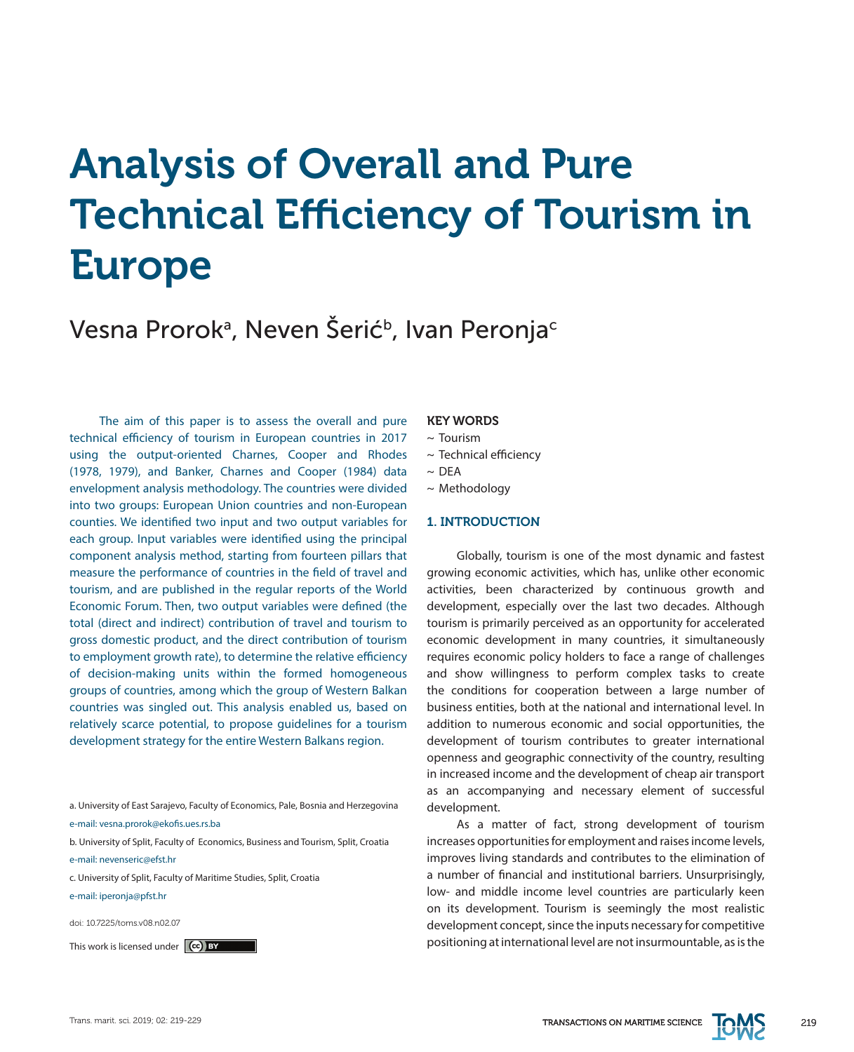# Analysis of Overall and Pure Technical Efficiency of Tourism in Europe

Vesna Prorok[a], Neven Šerić[b], Ivan Peronja[c]

The aim of this paper is to assess the overall and pure technical efficiency of tourism in European countries in 2017 using the output-oriented Charnes, Cooper and Rhodes (1978, 1979), and Banker, Charnes and Cooper (1984) data envelopment analysis methodology. The countries were divided into two groups: European Union countries and non-European counties. We identified two input and two output variables for each group. Input variables were identified using the principal component analysis method, starting from fourteen pillars that measure the performance of countries in the field of travel and tourism, and are published in the regular reports of the World Economic Forum. Then, two output variables were defined (the total (direct and indirect) contribution of travel and tourism to gross domestic product, and the direct contribution of tourism to employment growth rate), to determine the relative efficiency of decision-making units within the formed homogeneous groups of countries, among which the group of Western Balkan countries was singled out. This analysis enabled us, based on relatively scarce potential, to propose guidelines for a tourism development strategy for the entire Western Balkans region.

a. University of East Sarajevo, Faculty of Economics, Pale, Bosnia and Herzegovina
e-mail: vesna.prorok@ekofis.ues.rs.ba

b. University of Split, Faculty of Economics, Business and Tourism, Split, Croatia
e-mail: nevenseric@efst.hr

c. University of Split, Faculty of Maritime Studies, Split, Croatia
e-mail: iperonja@pfst.hr

doi: 10.7225/toms.v08.n02.07

This work is licensed under CC BY

**KEY WORDS**

~ Tourism
~ Technical efficiency
~ DEA
~ Methodology

## 1. INTRODUCTION

Globally, tourism is one of the most dynamic and fastest growing economic activities, which has, unlike other economic activities, been characterized by continuous growth and development, especially over the last two decades. Although tourism is primarily perceived as an opportunity for accelerated economic development in many countries, it simultaneously requires economic policy holders to face a range of challenges and show willingness to perform complex tasks to create the conditions for cooperation between a large number of business entities, both at the national and international level. In addition to numerous economic and social opportunities, the development of tourism contributes to greater international openness and geographic connectivity of the country, resulting in increased income and the development of cheap air transport as an accompanying and necessary element of successful development.

As a matter of fact, strong development of tourism increases opportunities for employment and raises income levels, improves living standards and contributes to the elimination of a number of financial and institutional barriers. Unsurprisingly, low- and middle income level countries are particularly keen on its development. Tourism is seemingly the most realistic development concept, since the inputs necessary for competitive positioning at international level are not insurmountable, as is the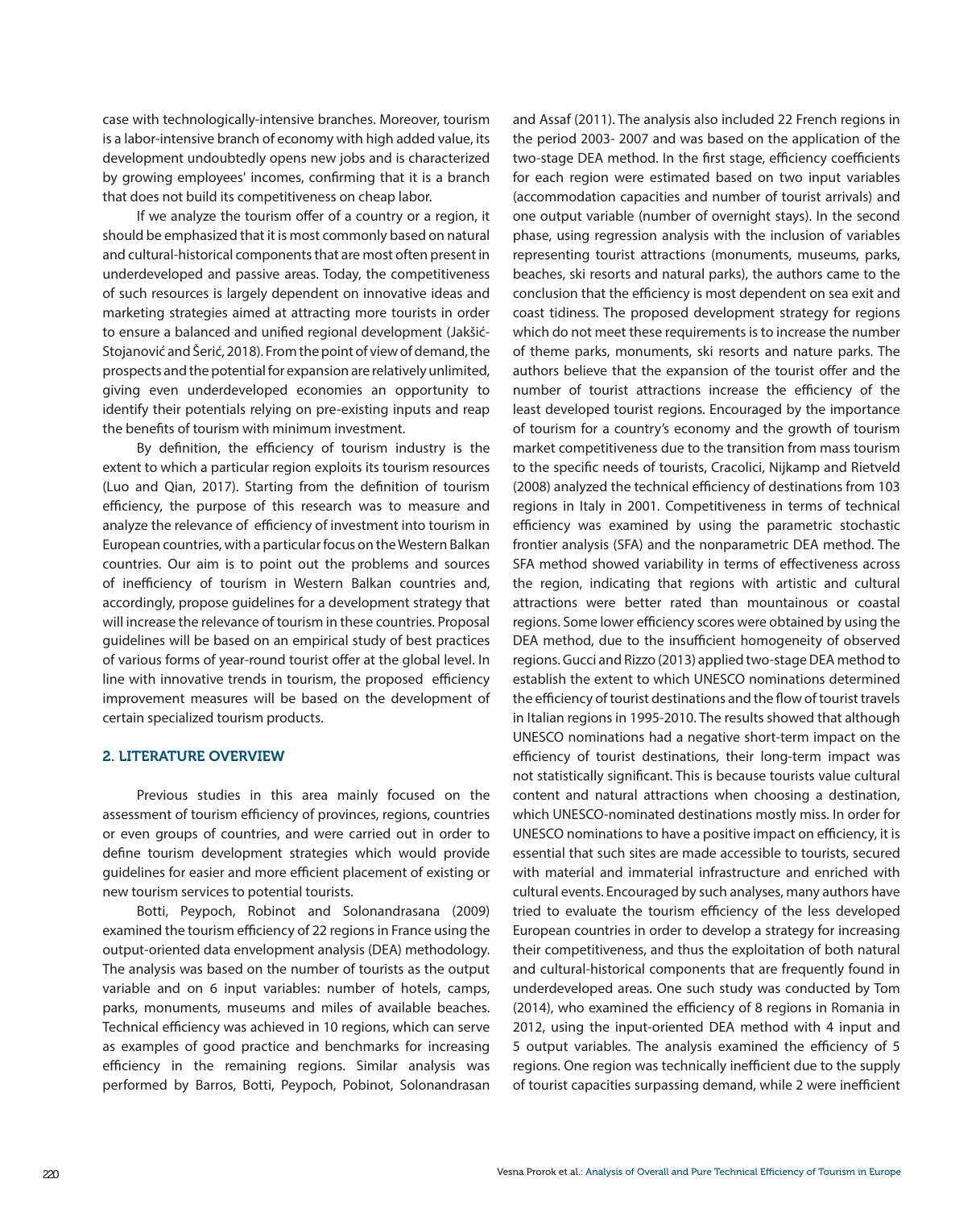case with technologically-intensive branches. Moreover, tourism is a labor-intensive branch of economy with high added value, its development undoubtedly opens new jobs and is characterized by growing employees' incomes, confirming that it is a branch that does not build its competitiveness on cheap labor.

If we analyze the tourism offer of a country or a region, it should be emphasized that it is most commonly based on natural and cultural-historical components that are most often present in underdeveloped and passive areas. Today, the competitiveness of such resources is largely dependent on innovative ideas and marketing strategies aimed at attracting more tourists in order to ensure a balanced and unified regional development (Jakšić-Stojanović and Šerić, 2018). From the point of view of demand, the prospects and the potential for expansion are relatively unlimited, giving even underdeveloped economies an opportunity to identify their potentials relying on pre-existing inputs and reap the benefits of tourism with minimum investment.

By definition, the efficiency of tourism industry is the extent to which a particular region exploits its tourism resources (Luo and Qian, 2017). Starting from the definition of tourism efficiency, the purpose of this research was to measure and analyze the relevance of efficiency of investment into tourism in European countries, with a particular focus on the Western Balkan countries. Our aim is to point out the problems and sources of inefficiency of tourism in Western Balkan countries and, accordingly, propose guidelines for a development strategy that will increase the relevance of tourism in these countries. Proposal guidelines will be based on an empirical study of best practices of various forms of year-round tourist offer at the global level. In line with innovative trends in tourism, the proposed efficiency improvement measures will be based on the development of certain specialized tourism products.

## 2. LITERATURE OVERVIEW

Previous studies in this area mainly focused on the assessment of tourism efficiency of provinces, regions, countries or even groups of countries, and were carried out in order to define tourism development strategies which would provide guidelines for easier and more efficient placement of existing or new tourism services to potential tourists.

Botti, Peypoch, Robinot and Solonandrasana (2009) examined the tourism efficiency of 22 regions in France using the output-oriented data envelopment analysis (DEA) methodology. The analysis was based on the number of tourists as the output variable and on 6 input variables: number of hotels, camps, parks, monuments, museums and miles of available beaches. Technical efficiency was achieved in 10 regions, which can serve as examples of good practice and benchmarks for increasing efficiency in the remaining regions. Similar analysis was performed by Barros, Botti, Peypoch, Pobinot, Solonandrasan and Assaf (2011). The analysis also included 22 French regions in the period 2003- 2007 and was based on the application of the two-stage DEA method. In the first stage, efficiency coefficients for each region were estimated based on two input variables (accommodation capacities and number of tourist arrivals) and one output variable (number of overnight stays). In the second phase, using regression analysis with the inclusion of variables representing tourist attractions (monuments, museums, parks, beaches, ski resorts and natural parks), the authors came to the conclusion that the efficiency is most dependent on sea exit and coast tidiness. The proposed development strategy for regions which do not meet these requirements is to increase the number of theme parks, monuments, ski resorts and nature parks. The authors believe that the expansion of the tourist offer and the number of tourist attractions increase the efficiency of the least developed tourist regions. Encouraged by the importance of tourism for a country's economy and the growth of tourism market competitiveness due to the transition from mass tourism to the specific needs of tourists, Cracolici, Nijkamp and Rietveld (2008) analyzed the technical efficiency of destinations from 103 regions in Italy in 2001. Competitiveness in terms of technical efficiency was examined by using the parametric stochastic frontier analysis (SFA) and the nonparametric DEA method. The SFA method showed variability in terms of effectiveness across the region, indicating that regions with artistic and cultural attractions were better rated than mountainous or coastal regions. Some lower efficiency scores were obtained by using the DEA method, due to the insufficient homogeneity of observed regions. Gucci and Rizzo (2013) applied two-stage DEA method to establish the extent to which UNESCO nominations determined the efficiency of tourist destinations and the flow of tourist travels in Italian regions in 1995-2010. The results showed that although UNESCO nominations had a negative short-term impact on the efficiency of tourist destinations, their long-term impact was not statistically significant. This is because tourists value cultural content and natural attractions when choosing a destination, which UNESCO-nominated destinations mostly miss. In order for UNESCO nominations to have a positive impact on efficiency, it is essential that such sites are made accessible to tourists, secured with material and immaterial infrastructure and enriched with cultural events. Encouraged by such analyses, many authors have tried to evaluate the tourism efficiency of the less developed European countries in order to develop a strategy for increasing their competitiveness, and thus the exploitation of both natural and cultural-historical components that are frequently found in underdeveloped areas. One such study was conducted by Tom (2014), who examined the efficiency of 8 regions in Romania in 2012, using the input-oriented DEA method with 4 input and 5 output variables. The analysis examined the efficiency of 5 regions. One region was technically inefficient due to the supply of tourist capacities surpassing demand, while 2 were inefficient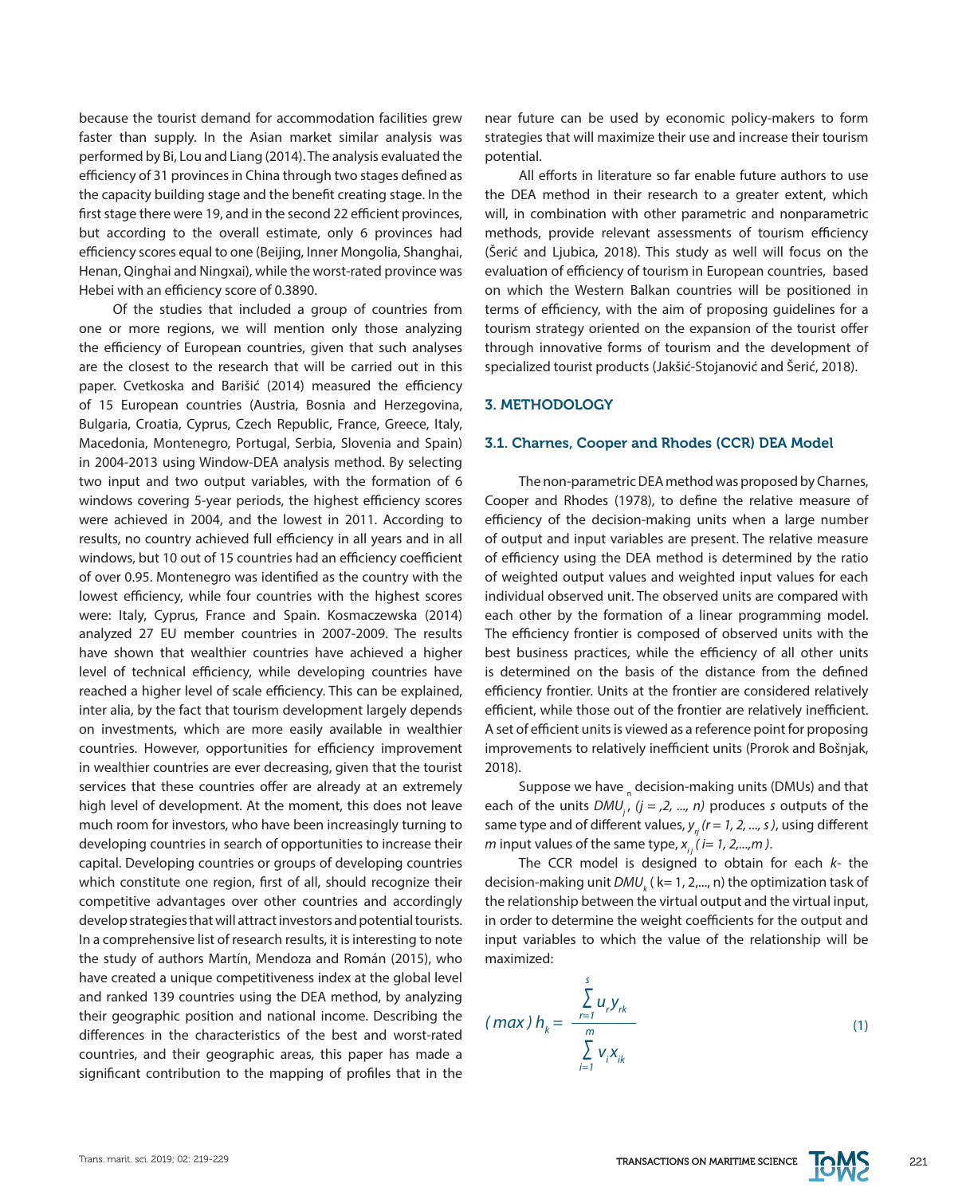because the tourist demand for accommodation facilities grew faster than supply. In the Asian market similar analysis was performed by Bi, Lou and Liang (2014). The analysis evaluated the efficiency of 31 provinces in China through two stages defined as the capacity building stage and the benefit creating stage. In the first stage there were 19, and in the second 22 efficient provinces, but according to the overall estimate, only 6 provinces had efficiency scores equal to one (Beijing, Inner Mongolia, Shanghai, Henan, Qinghai and Ningxai), while the worst-rated province was Hebei with an efficiency score of 0.3890.

Of the studies that included a group of countries from one or more regions, we will mention only those analyzing the efficiency of European countries, given that such analyses are the closest to the research that will be carried out in this paper. Cvetkoska and Barišić (2014) measured the efficiency of 15 European countries (Austria, Bosnia and Herzegovina, Bulgaria, Croatia, Cyprus, Czech Republic, France, Greece, Italy, Macedonia, Montenegro, Portugal, Serbia, Slovenia and Spain) in 2004-2013 using Window-DEA analysis method. By selecting two input and two output variables, with the formation of 6 windows covering 5-year periods, the highest efficiency scores were achieved in 2004, and the lowest in 2011. According to results, no country achieved full efficiency in all years and in all windows, but 10 out of 15 countries had an efficiency coefficient of over 0.95. Montenegro was identified as the country with the lowest efficiency, while four countries with the highest scores were: Italy, Cyprus, France and Spain. Kosmaczewska (2014) analyzed 27 EU member countries in 2007-2009. The results have shown that wealthier countries have achieved a higher level of technical efficiency, while developing countries have reached a higher level of scale efficiency. This can be explained, inter alia, by the fact that tourism development largely depends on investments, which are more easily available in wealthier countries. However, opportunities for efficiency improvement in wealthier countries are ever decreasing, given that the tourist services that these countries offer are already at an extremely high level of development. At the moment, this does not leave much room for investors, who have been increasingly turning to developing countries in search of opportunities to increase their capital. Developing countries or groups of developing countries which constitute one region, first of all, should recognize their competitive advantages over other countries and accordingly develop strategies that will attract investors and potential tourists. In a comprehensive list of research results, it is interesting to note the study of authors Martín, Mendoza and Román (2015), who have created a unique competitiveness index at the global level and ranked 139 countries using the DEA method, by analyzing their geographic position and national income. Describing the differences in the characteristics of the best and worst-rated countries, and their geographic areas, this paper has made a significant contribution to the mapping of profiles that in the near future can be used by economic policy-makers to form strategies that will maximize their use and increase their tourism potential.

All efforts in literature so far enable future authors to use the DEA method in their research to a greater extent, which will, in combination with other parametric and nonparametric methods, provide relevant assessments of tourism efficiency (Šerić and Ljubica, 2018). This study as well will focus on the evaluation of efficiency of tourism in European countries, based on which the Western Balkan countries will be positioned in terms of efficiency, with the aim of proposing guidelines for a tourism strategy oriented on the expansion of the tourist offer through innovative forms of tourism and the development of specialized tourist products (Jakšić-Stojanović and Šerić, 2018).

## 3. METHODOLOGY

### 3.1. Charnes, Cooper and Rhodes (CCR) DEA Model

The non-parametric DEA method was proposed by Charnes, Cooper and Rhodes (1978), to define the relative measure of efficiency of the decision-making units when a large number of output and input variables are present. The relative measure of efficiency using the DEA method is determined by the ratio of weighted output values and weighted input values for each individual observed unit. The observed units are compared with each other by the formation of a linear programming model. The efficiency frontier is composed of observed units with the best business practices, while the efficiency of all other units is determined on the basis of the distance from the defined efficiency frontier. Units at the frontier are considered relatively efficient, while those out of the frontier are relatively inefficient. A set of efficient units is viewed as a reference point for proposing improvements to relatively inefficient units (Prorok and Bošnjak, 2018).

Suppose we have $_n$ decision-making units (DMUs) and that each of the units $DMU_j$, $(j = ,2, ..., n)$ produces $s$ outputs of the same type and of different values, $y_{rj}$ $(r = 1, 2, ..., s)$, using different $m$ input values of the same type, $x_{ij}$ $(i = 1, 2,...,m)$.

The CCR model is designed to obtain for each $k$- the decision-making unit $DMU_k$ ( k= 1, 2,..., n) the optimization task of the relationship between the virtual output and the virtual input, in order to determine the weight coefficients for the output and input variables to which the value of the relationship will be maximized:

$$(max)\, h_k = \frac{\sum_{r=1}^{s} u_r y_{rk}}{\sum_{i=1}^{m} v_i x_{ik}} \qquad (1)$$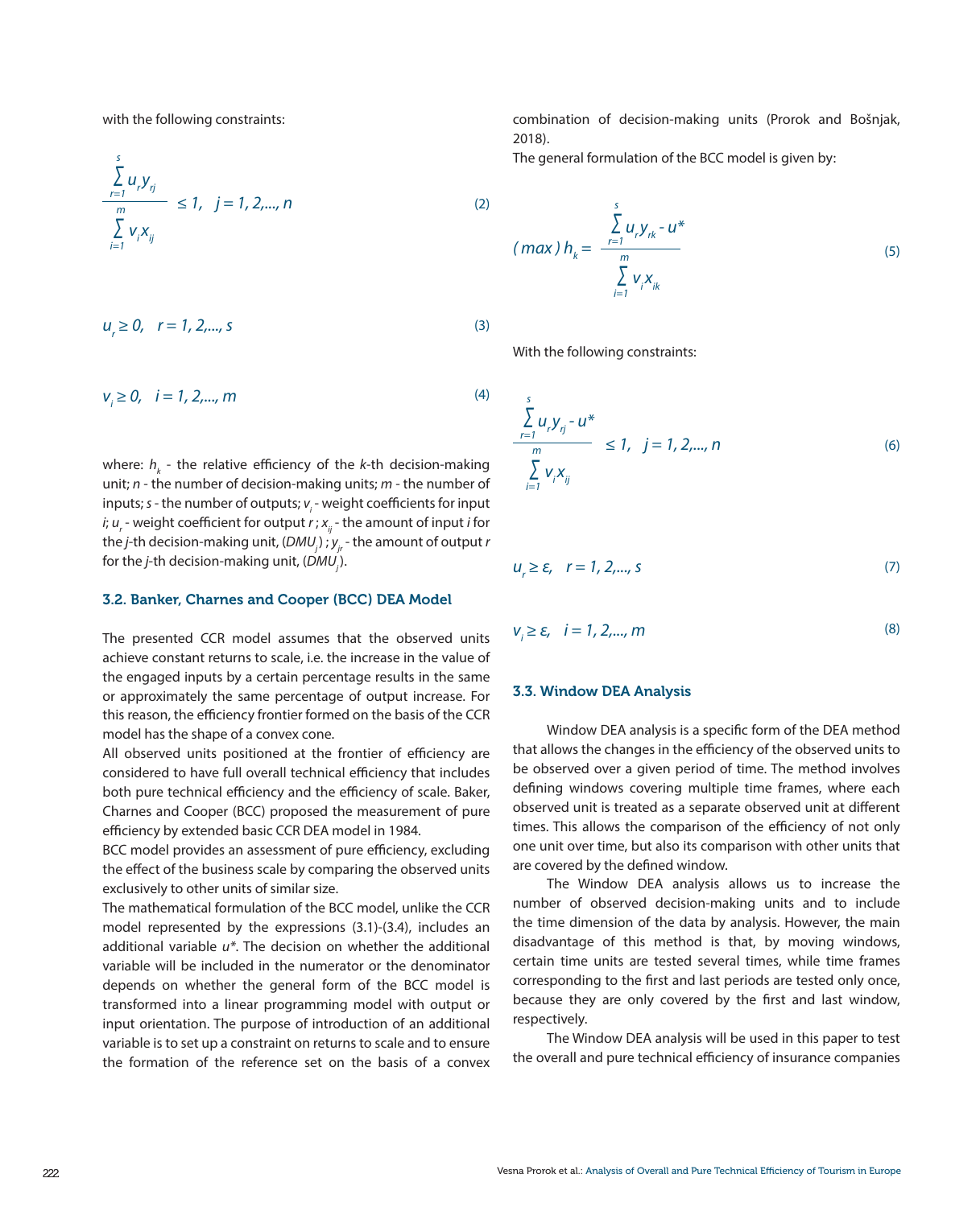with the following constraints:

$$\frac{\sum_{r=1}^{s} u_r y_{rj}}{\sum_{i=1}^{m} v_i x_{ij}} \leq 1, \quad j = 1, 2,..., n \tag{2}$$

$$u_r \geq 0, \quad r = 1, 2,..., s \tag{3}$$

$$v_i \geq 0, \quad i = 1, 2,..., m \tag{4}$$

where: $h_k$ - the relative efficiency of the $k$-th decision-making unit; $n$ - the number of decision-making units; $m$ - the number of inputs; $s$ - the number of outputs; $v_i$ - weight coefficients for input $i$; $u_r$ - weight coefficient for output $r$ ; $x_{ij}$ - the amount of input $i$ for the $j$-th decision-making unit, ($DMU_j$) ; $y_{jr}$ - the amount of output $r$ for the $j$-th decision-making unit, ($DMU_j$).

### 3.2. Banker, Charnes and Cooper (BCC) DEA Model

The presented CCR model assumes that the observed units achieve constant returns to scale, i.e. the increase in the value of the engaged inputs by a certain percentage results in the same or approximately the same percentage of output increase. For this reason, the efficiency frontier formed on the basis of the CCR model has the shape of a convex cone.

All observed units positioned at the frontier of efficiency are considered to have full overall technical efficiency that includes both pure technical efficiency and the efficiency of scale. Baker, Charnes and Cooper (BCC) proposed the measurement of pure efficiency by extended basic CCR DEA model in 1984.

BCC model provides an assessment of pure efficiency, excluding the effect of the business scale by comparing the observed units exclusively to other units of similar size.

The mathematical formulation of the BCC model, unlike the CCR model represented by the expressions (3.1)-(3.4), includes an additional variable $u^*$. The decision on whether the additional variable will be included in the numerator or the denominator depends on whether the general form of the BCC model is transformed into a linear programming model with output or input orientation. The purpose of introduction of an additional variable is to set up a constraint on returns to scale and to ensure the formation of the reference set on the basis of a convex combination of decision-making units (Prorok and Bošnjak, 2018).

The general formulation of the BCC model is given by:

$$(max)\, h_k = \frac{\sum_{r=1}^{s} u_r y_{rk} - u^*}{\sum_{i=1}^{m} v_i x_{ik}} \tag{5}$$

With the following constraints:

$$\frac{\sum_{r=1}^{s} u_r y_{rj} - u^*}{\sum_{i=1}^{m} v_i x_{ij}} \leq 1, \quad j = 1, 2,..., n \tag{6}$$

$$u_r \geq \varepsilon, \quad r = 1, 2,..., s \tag{7}$$

$$v_i \geq \varepsilon, \quad i = 1, 2,..., m \tag{8}$$

### 3.3. Window DEA Analysis

Window DEA analysis is a specific form of the DEA method that allows the changes in the efficiency of the observed units to be observed over a given period of time. The method involves defining windows covering multiple time frames, where each observed unit is treated as a separate observed unit at different times. This allows the comparison of the efficiency of not only one unit over time, but also its comparison with other units that are covered by the defined window.

The Window DEA analysis allows us to increase the number of observed decision-making units and to include the time dimension of the data by analysis. However, the main disadvantage of this method is that, by moving windows, certain time units are tested several times, while time frames corresponding to the first and last periods are tested only once, because they are only covered by the first and last window, respectively.

The Window DEA analysis will be used in this paper to test the overall and pure technical efficiency of insurance companies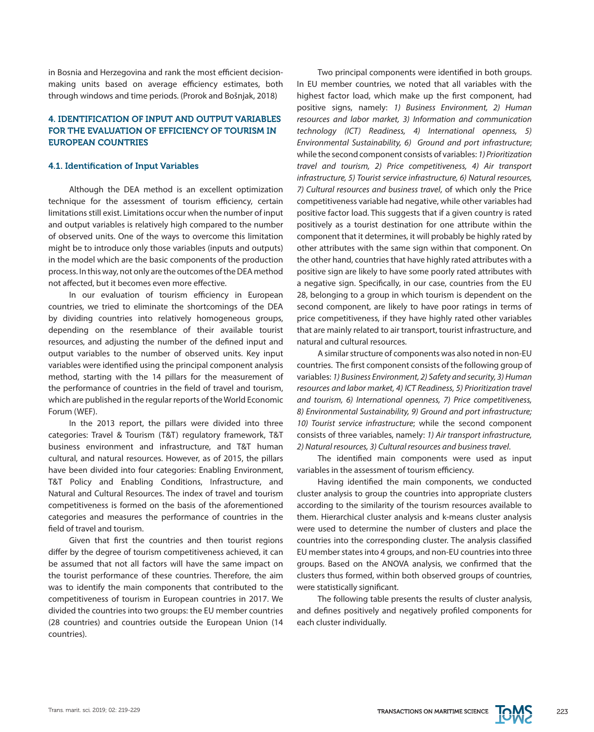in Bosnia and Herzegovina and rank the most efficient decision-making units based on average efficiency estimates, both through windows and time periods. (Prorok and Bošnjak, 2018)

## 4. IDENTIFICATION OF INPUT AND OUTPUT VARIABLES FOR THE EVALUATION OF EFFICIENCY OF TOURISM IN EUROPEAN COUNTRIES

### 4.1. Identification of Input Variables

Although the DEA method is an excellent optimization technique for the assessment of tourism efficiency, certain limitations still exist. Limitations occur when the number of input and output variables is relatively high compared to the number of observed units. One of the ways to overcome this limitation might be to introduce only those variables (inputs and outputs) in the model which are the basic components of the production process. In this way, not only are the outcomes of the DEA method not affected, but it becomes even more effective.

In our evaluation of tourism efficiency in European countries, we tried to eliminate the shortcomings of the DEA by dividing countries into relatively homogeneous groups, depending on the resemblance of their available tourist resources, and adjusting the number of the defined input and output variables to the number of observed units. Key input variables were identified using the principal component analysis method, starting with the 14 pillars for the measurement of the performance of countries in the field of travel and tourism, which are published in the regular reports of the World Economic Forum (WEF).

In the 2013 report, the pillars were divided into three categories: Travel & Tourism (T&T) regulatory framework, T&T business environment and infrastructure, and T&T human cultural, and natural resources. However, as of 2015, the pillars have been divided into four categories: Enabling Environment, T&T Policy and Enabling Conditions, Infrastructure, and Natural and Cultural Resources. The index of travel and tourism competitiveness is formed on the basis of the aforementioned categories and measures the performance of countries in the field of travel and tourism.

Given that first the countries and then tourist regions differ by the degree of tourism competitiveness achieved, it can be assumed that not all factors will have the same impact on the tourist performance of these countries. Therefore, the aim was to identify the main components that contributed to the competitiveness of tourism in European countries in 2017. We divided the countries into two groups: the EU member countries (28 countries) and countries outside the European Union (14 countries).

Two principal components were identified in both groups. In EU member countries, we noted that all variables with the highest factor load, which make up the first component, had positive signs, namely: *1) Business Environment, 2) Human resources and labor market, 3) Information and communication technology (ICT) Readiness, 4) International openness, 5) Environmental Sustainability, 6) Ground and port infrastructure*; while the second component consists of variables: *1) Prioritization travel and tourism, 2) Price competitiveness, 4) Air transport infrastructure, 5) Tourist service infrastructure, 6) Natural resources, 7) Cultural resources and business travel*, of which only the Price competitiveness variable had negative, while other variables had positive factor load. This suggests that if a given country is rated positively as a tourist destination for one attribute within the component that it determines, it will probably be highly rated by other attributes with the same sign within that component. On the other hand, countries that have highly rated attributes with a positive sign are likely to have some poorly rated attributes with a negative sign. Specifically, in our case, countries from the EU 28, belonging to a group in which tourism is dependent on the second component, are likely to have poor ratings in terms of price competitiveness, if they have highly rated other variables that are mainly related to air transport, tourist infrastructure, and natural and cultural resources.

A similar structure of components was also noted in non-EU countries. The first component consists of the following group of variables: *1) Business Environment, 2) Safety and security, 3) Human resources and labor market, 4) ICT Readiness, 5) Prioritization travel and tourism, 6) International openness, 7) Price competitiveness, 8) Environmental Sustainability, 9) Ground and port infrastructure; 10) Tourist service infrastructure*; while the second component consists of three variables, namely: *1) Air transport infrastructure, 2) Natural resources, 3) Cultural resources and business travel*.

The identified main components were used as input variables in the assessment of tourism efficiency.

Having identified the main components, we conducted cluster analysis to group the countries into appropriate clusters according to the similarity of the tourism resources available to them. Hierarchical cluster analysis and k-means cluster analysis were used to determine the number of clusters and place the countries into the corresponding cluster. The analysis classified EU member states into 4 groups, and non-EU countries into three groups. Based on the ANOVA analysis, we confirmed that the clusters thus formed, within both observed groups of countries, were statistically significant.

The following table presents the results of cluster analysis, and defines positively and negatively profiled components for each cluster individually.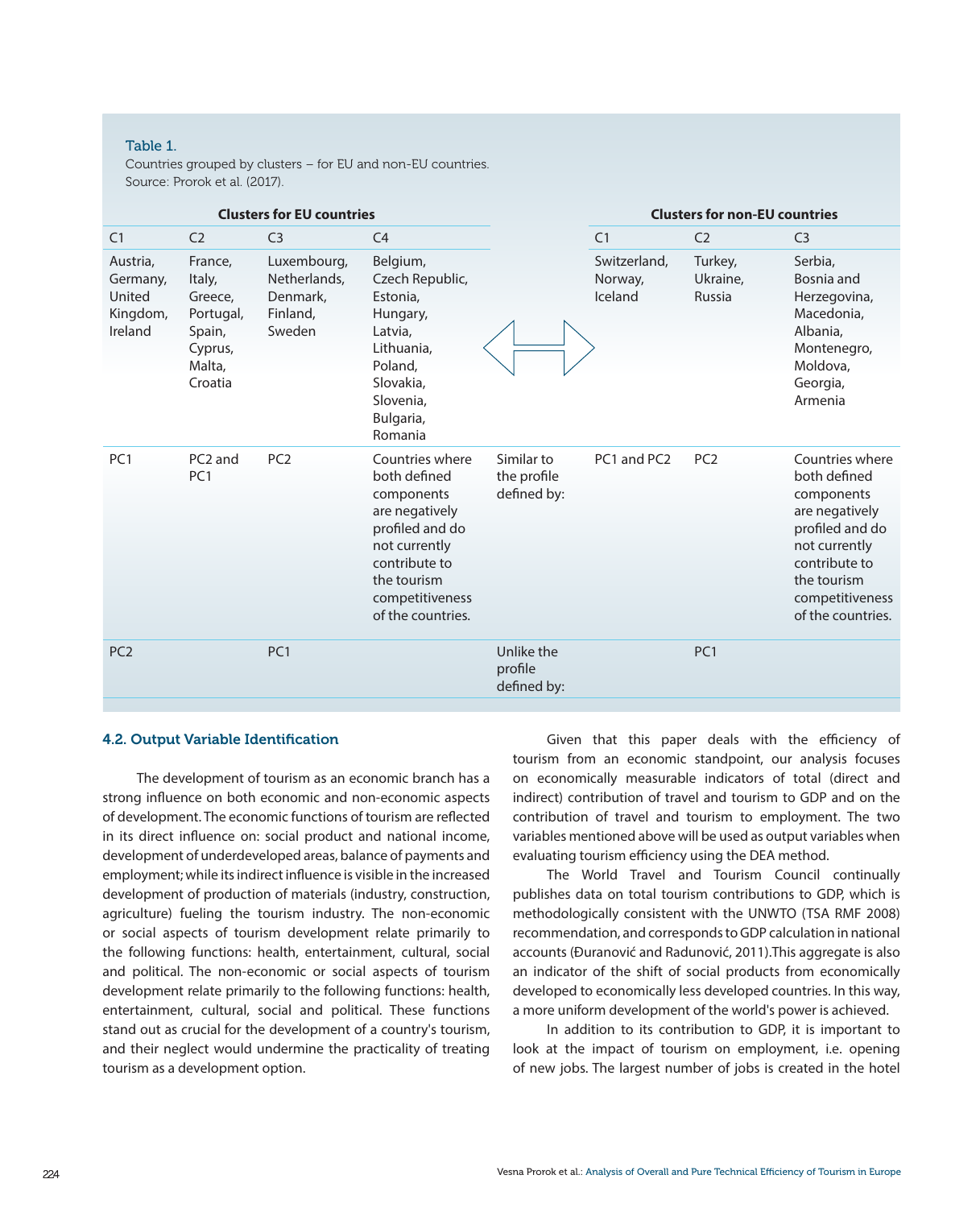Table 1.
Countries grouped by clusters – for EU and non-EU countries.
Source: Prorok et al. (2017).

| Clusters for EU countries | | | | | Clusters for non-EU countries | | |
|---|---|---|---|---|---|---|---|
| C1 | C2 | C3 | C4 | | C1 | C2 | C3 |
| Austria, Germany, United Kingdom, Ireland | France, Italy, Greece, Portugal, Spain, Cyprus, Malta, Croatia | Luxembourg, Netherlands, Denmark, Finland, Sweden | Belgium, Czech Republic, Estonia, Hungary, Latvia, Lithuania, Poland, Slovakia, Slovenia, Bulgaria, Romania | ⇔ | Switzerland, Norway, Iceland | Turkey, Ukraine, Russia | Serbia, Bosnia and Herzegovina, Macedonia, Albania, Montenegro, Moldova, Georgia, Armenia |
| PC1 | PC2 and PC1 | PC2 | Countries where both defined components are negatively profiled and do not currently contribute to the tourism competitiveness of the countries. | Similar to the profile defined by: | PC1 and PC2 | PC2 | Countries where both defined components are negatively profiled and do not currently contribute to the tourism competitiveness of the countries. |
| PC2 | | PC1 | | Unlike the profile defined by: | | PC1 | |

### 4.2. Output Variable Identification

The development of tourism as an economic branch has a strong influence on both economic and non-economic aspects of development. The economic functions of tourism are reflected in its direct influence on: social product and national income, development of underdeveloped areas, balance of payments and employment; while its indirect influence is visible in the increased development of production of materials (industry, construction, agriculture) fueling the tourism industry. The non-economic or social aspects of tourism development relate primarily to the following functions: health, entertainment, cultural, social and political. The non-economic or social aspects of tourism development relate primarily to the following functions: health, entertainment, cultural, social and political. These functions stand out as crucial for the development of a country's tourism, and their neglect would undermine the practicality of treating tourism as a development option.

Given that this paper deals with the efficiency of tourism from an economic standpoint, our analysis focuses on economically measurable indicators of total (direct and indirect) contribution of travel and tourism to GDP and on the contribution of travel and tourism to employment. The two variables mentioned above will be used as output variables when evaluating tourism efficiency using the DEA method.

The World Travel and Tourism Council continually publishes data on total tourism contributions to GDP, which is methodologically consistent with the UNWTO (TSA RMF 2008) recommendation, and corresponds to GDP calculation in national accounts (Đuranović and Radunović, 2011).This aggregate is also an indicator of the shift of social products from economically developed to economically less developed countries. In this way, a more uniform development of the world's power is achieved.

In addition to its contribution to GDP, it is important to look at the impact of tourism on employment, i.e. opening of new jobs. The largest number of jobs is created in the hotel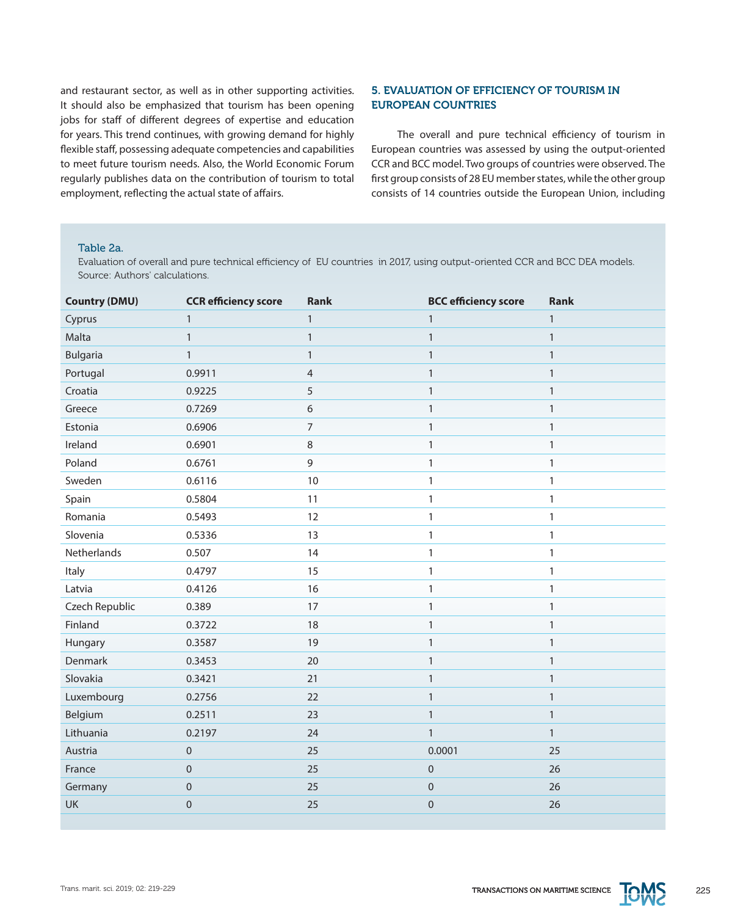and restaurant sector, as well as in other supporting activities. It should also be emphasized that tourism has been opening jobs for staff of different degrees of expertise and education for years. This trend continues, with growing demand for highly flexible staff, possessing adequate competencies and capabilities to meet future tourism needs. Also, the World Economic Forum regularly publishes data on the contribution of tourism to total employment, reflecting the actual state of affairs.

## 5. EVALUATION OF EFFICIENCY OF TOURISM IN EUROPEAN COUNTRIES

The overall and pure technical efficiency of tourism in European countries was assessed by using the output-oriented CCR and BCC model. Two groups of countries were observed. The first group consists of 28 EU member states, while the other group consists of 14 countries outside the European Union, including

Table 2a.
Evaluation of overall and pure technical efficiency of EU countries in 2017, using output-oriented CCR and BCC DEA models.
Source: Authors' calculations.

| Country (DMU) | CCR efficiency score | Rank | BCC efficiency score | Rank |
|---|---|---|---|---|
| Cyprus | 1 | 1 | 1 | 1 |
| Malta | 1 | 1 | 1 | 1 |
| Bulgaria | 1 | 1 | 1 | 1 |
| Portugal | 0.9911 | 4 | 1 | 1 |
| Croatia | 0.9225 | 5 | 1 | 1 |
| Greece | 0.7269 | 6 | 1 | 1 |
| Estonia | 0.6906 | 7 | 1 | 1 |
| Ireland | 0.6901 | 8 | 1 | 1 |
| Poland | 0.6761 | 9 | 1 | 1 |
| Sweden | 0.6116 | 10 | 1 | 1 |
| Spain | 0.5804 | 11 | 1 | 1 |
| Romania | 0.5493 | 12 | 1 | 1 |
| Slovenia | 0.5336 | 13 | 1 | 1 |
| Netherlands | 0.507 | 14 | 1 | 1 |
| Italy | 0.4797 | 15 | 1 | 1 |
| Latvia | 0.4126 | 16 | 1 | 1 |
| Czech Republic | 0.389 | 17 | 1 | 1 |
| Finland | 0.3722 | 18 | 1 | 1 |
| Hungary | 0.3587 | 19 | 1 | 1 |
| Denmark | 0.3453 | 20 | 1 | 1 |
| Slovakia | 0.3421 | 21 | 1 | 1 |
| Luxembourg | 0.2756 | 22 | 1 | 1 |
| Belgium | 0.2511 | 23 | 1 | 1 |
| Lithuania | 0.2197 | 24 | 1 | 1 |
| Austria | 0 | 25 | 0.0001 | 25 |
| France | 0 | 25 | 0 | 26 |
| Germany | 0 | 25 | 0 | 26 |
| UK | 0 | 25 | 0 | 26 |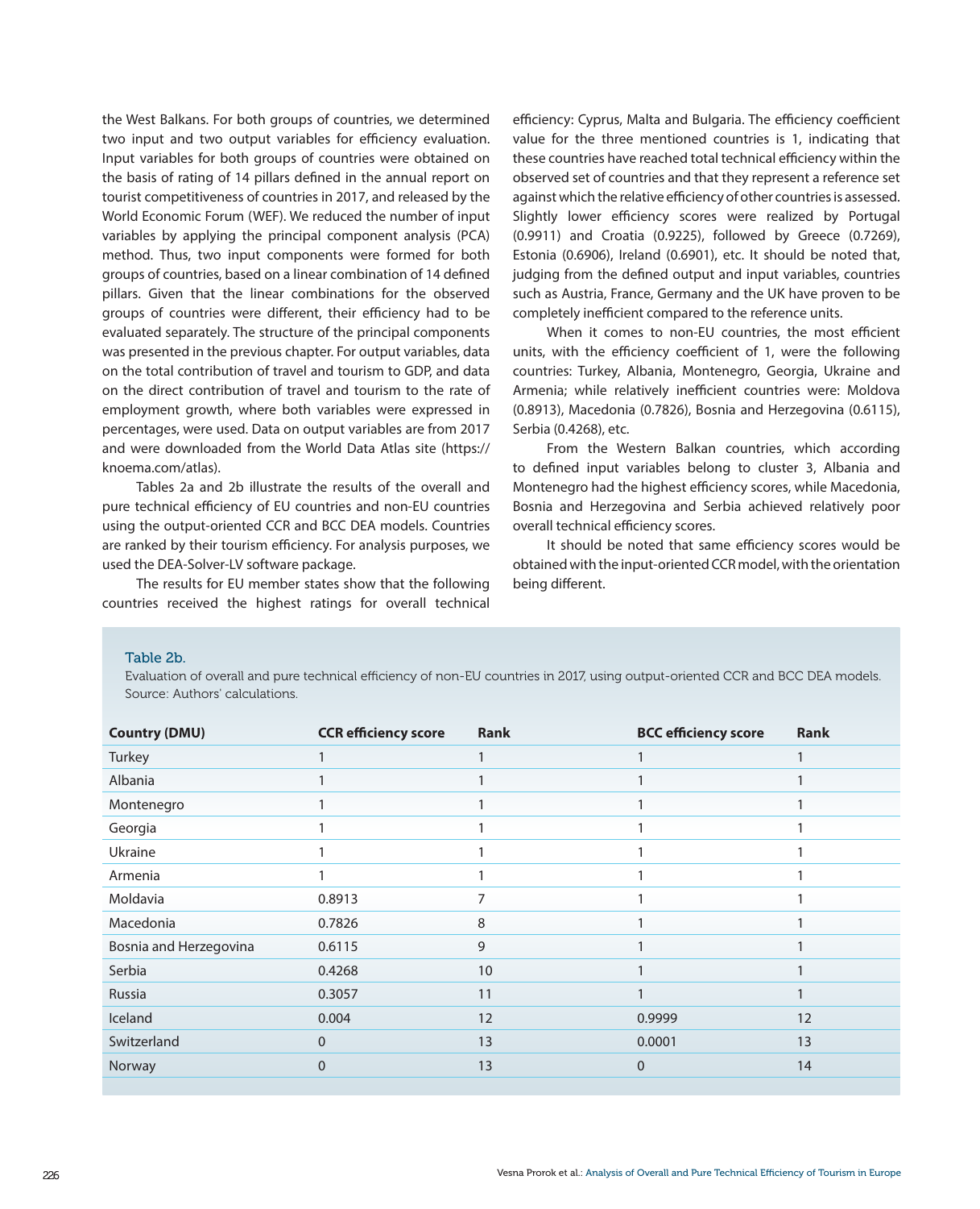the West Balkans. For both groups of countries, we determined two input and two output variables for efficiency evaluation. Input variables for both groups of countries were obtained on the basis of rating of 14 pillars defined in the annual report on tourist competitiveness of countries in 2017, and released by the World Economic Forum (WEF). We reduced the number of input variables by applying the principal component analysis (PCA) method. Thus, two input components were formed for both groups of countries, based on a linear combination of 14 defined pillars. Given that the linear combinations for the observed groups of countries were different, their efficiency had to be evaluated separately. The structure of the principal components was presented in the previous chapter. For output variables, data on the total contribution of travel and tourism to GDP, and data on the direct contribution of travel and tourism to the rate of employment growth, where both variables were expressed in percentages, were used. Data on output variables are from 2017 and were downloaded from the World Data Atlas site (https://knoema.com/atlas).

Tables 2a and 2b illustrate the results of the overall and pure technical efficiency of EU countries and non-EU countries using the output-oriented CCR and BCC DEA models. Countries are ranked by their tourism efficiency. For analysis purposes, we used the DEA-Solver-LV software package.

The results for EU member states show that the following countries received the highest ratings for overall technical efficiency: Cyprus, Malta and Bulgaria. The efficiency coefficient value for the three mentioned countries is 1, indicating that these countries have reached total technical efficiency within the observed set of countries and that they represent a reference set against which the relative efficiency of other countries is assessed. Slightly lower efficiency scores were realized by Portugal (0.9911) and Croatia (0.9225), followed by Greece (0.7269), Estonia (0.6906), Ireland (0.6901), etc. It should be noted that, judging from the defined output and input variables, countries such as Austria, France, Germany and the UK have proven to be completely inefficient compared to the reference units.

When it comes to non-EU countries, the most efficient units, with the efficiency coefficient of 1, were the following countries: Turkey, Albania, Montenegro, Georgia, Ukraine and Armenia; while relatively inefficient countries were: Moldova (0.8913), Macedonia (0.7826), Bosnia and Herzegovina (0.6115), Serbia (0.4268), etc.

From the Western Balkan countries, which according to defined input variables belong to cluster 3, Albania and Montenegro had the highest efficiency scores, while Macedonia, Bosnia and Herzegovina and Serbia achieved relatively poor overall technical efficiency scores.

It should be noted that same efficiency scores would be obtained with the input-oriented CCR model, with the orientation being different.

Table 2b.

Evaluation of overall and pure technical efficiency of non-EU countries in 2017, using output-oriented CCR and BCC DEA models. Source: Authors' calculations.

| Country (DMU) | CCR efficiency score | Rank | BCC efficiency score | Rank |
|---|---|---|---|---|
| Turkey | 1 | 1 | 1 | 1 |
| Albania | 1 | 1 | 1 | 1 |
| Montenegro | 1 | 1 | 1 | 1 |
| Georgia | 1 | 1 | 1 | 1 |
| Ukraine | 1 | 1 | 1 | 1 |
| Armenia | 1 | 1 | 1 | 1 |
| Moldavia | 0.8913 | 7 | 1 | 1 |
| Macedonia | 0.7826 | 8 | 1 | 1 |
| Bosnia and Herzegovina | 0.6115 | 9 | 1 | 1 |
| Serbia | 0.4268 | 10 | 1 | 1 |
| Russia | 0.3057 | 11 | 1 | 1 |
| Iceland | 0.004 | 12 | 0.9999 | 12 |
| Switzerland | 0 | 13 | 0.0001 | 13 |
| Norway | 0 | 13 | 0 | 14 |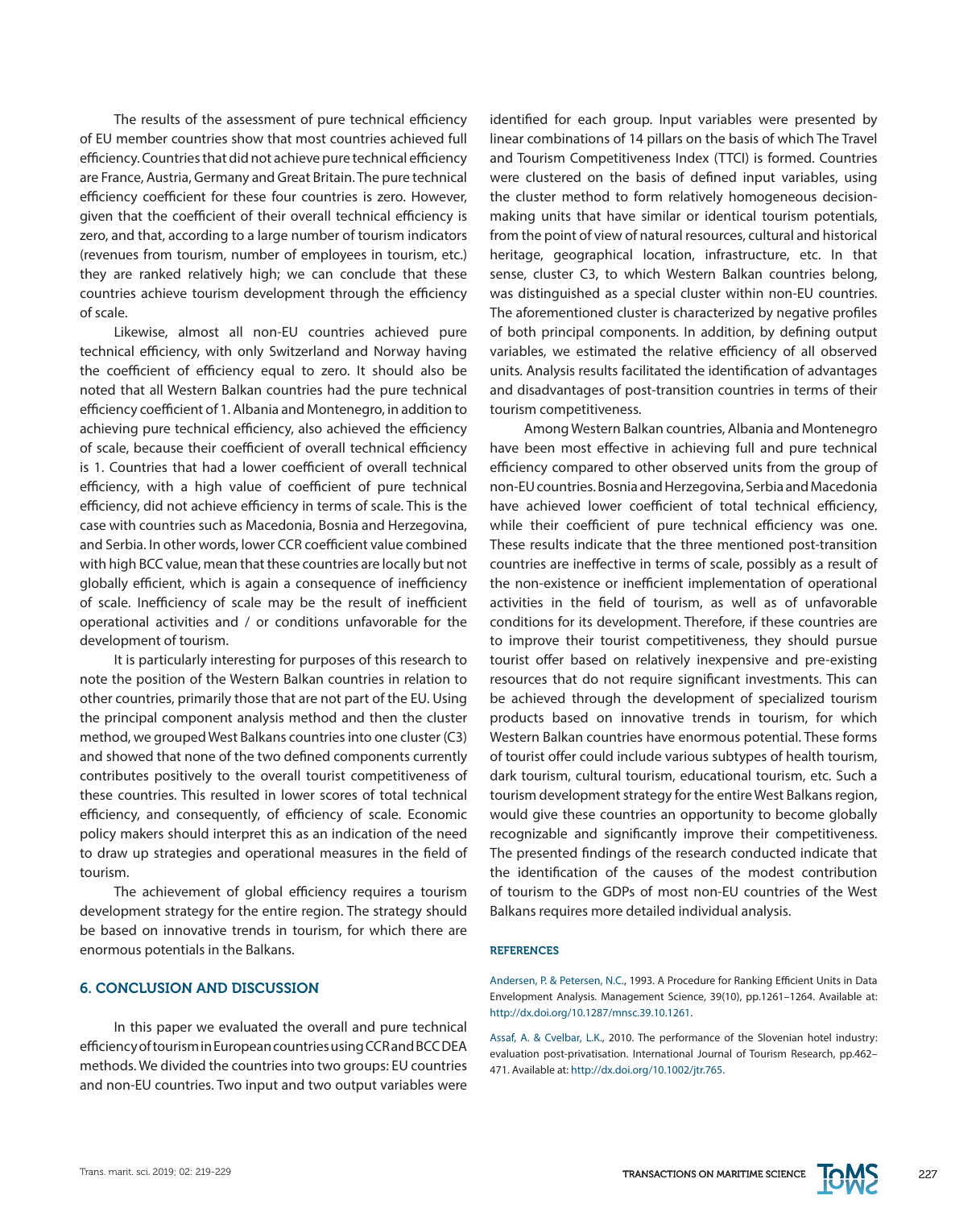The results of the assessment of pure technical efficiency of EU member countries show that most countries achieved full efficiency. Countries that did not achieve pure technical efficiency are France, Austria, Germany and Great Britain. The pure technical efficiency coefficient for these four countries is zero. However, given that the coefficient of their overall technical efficiency is zero, and that, according to a large number of tourism indicators (revenues from tourism, number of employees in tourism, etc.) they are ranked relatively high; we can conclude that these countries achieve tourism development through the efficiency of scale.

Likewise, almost all non-EU countries achieved pure technical efficiency, with only Switzerland and Norway having the coefficient of efficiency equal to zero. It should also be noted that all Western Balkan countries had the pure technical efficiency coefficient of 1. Albania and Montenegro, in addition to achieving pure technical efficiency, also achieved the efficiency of scale, because their coefficient of overall technical efficiency is 1. Countries that had a lower coefficient of overall technical efficiency, with a high value of coefficient of pure technical efficiency, did not achieve efficiency in terms of scale. This is the case with countries such as Macedonia, Bosnia and Herzegovina, and Serbia. In other words, lower CCR coefficient value combined with high BCC value, mean that these countries are locally but not globally efficient, which is again a consequence of inefficiency of scale. Inefficiency of scale may be the result of inefficient operational activities and / or conditions unfavorable for the development of tourism.

It is particularly interesting for purposes of this research to note the position of the Western Balkan countries in relation to other countries, primarily those that are not part of the EU. Using the principal component analysis method and then the cluster method, we grouped West Balkans countries into one cluster (C3) and showed that none of the two defined components currently contributes positively to the overall tourist competitiveness of these countries. This resulted in lower scores of total technical efficiency, and consequently, of efficiency of scale. Economic policy makers should interpret this as an indication of the need to draw up strategies and operational measures in the field of tourism.

The achievement of global efficiency requires a tourism development strategy for the entire region. The strategy should be based on innovative trends in tourism, for which there are enormous potentials in the Balkans.

## 6. CONCLUSION AND DISCUSSION

In this paper we evaluated the overall and pure technical efficiency of tourism in European countries using CCR and BCC DEA methods. We divided the countries into two groups: EU countries and non-EU countries. Two input and two output variables were identified for each group. Input variables were presented by linear combinations of 14 pillars on the basis of which The Travel and Tourism Competitiveness Index (TTCI) is formed. Countries were clustered on the basis of defined input variables, using the cluster method to form relatively homogeneous decision-making units that have similar or identical tourism potentials, from the point of view of natural resources, cultural and historical heritage, geographical location, infrastructure, etc. In that sense, cluster C3, to which Western Balkan countries belong, was distinguished as a special cluster within non-EU countries. The aforementioned cluster is characterized by negative profiles of both principal components. In addition, by defining output variables, we estimated the relative efficiency of all observed units. Analysis results facilitated the identification of advantages and disadvantages of post-transition countries in terms of their tourism competitiveness.

Among Western Balkan countries, Albania and Montenegro have been most effective in achieving full and pure technical efficiency compared to other observed units from the group of non-EU countries. Bosnia and Herzegovina, Serbia and Macedonia have achieved lower coefficient of total technical efficiency, while their coefficient of pure technical efficiency was one. These results indicate that the three mentioned post-transition countries are ineffective in terms of scale, possibly as a result of the non-existence or inefficient implementation of operational activities in the field of tourism, as well as of unfavorable conditions for its development. Therefore, if these countries are to improve their tourist competitiveness, they should pursue tourist offer based on relatively inexpensive and pre-existing resources that do not require significant investments. This can be achieved through the development of specialized tourism products based on innovative trends in tourism, for which Western Balkan countries have enormous potential. These forms of tourist offer could include various subtypes of health tourism, dark tourism, cultural tourism, educational tourism, etc. Such a tourism development strategy for the entire West Balkans region, would give these countries an opportunity to become globally recognizable and significantly improve their competitiveness. The presented findings of the research conducted indicate that the identification of the causes of the modest contribution of tourism to the GDPs of most non-EU countries of the West Balkans requires more detailed individual analysis.

### REFERENCES

Andersen, P. & Petersen, N.C., 1993. A Procedure for Ranking Efficient Units in Data Envelopment Analysis. Management Science, 39(10), pp.1261–1264. Available at: http://dx.doi.org/10.1287/mnsc.39.10.1261.

Assaf, A. & Cvelbar, L.K., 2010. The performance of the Slovenian hotel industry: evaluation post-privatisation. International Journal of Tourism Research, pp.462–471. Available at: http://dx.doi.org/10.1002/jtr.765.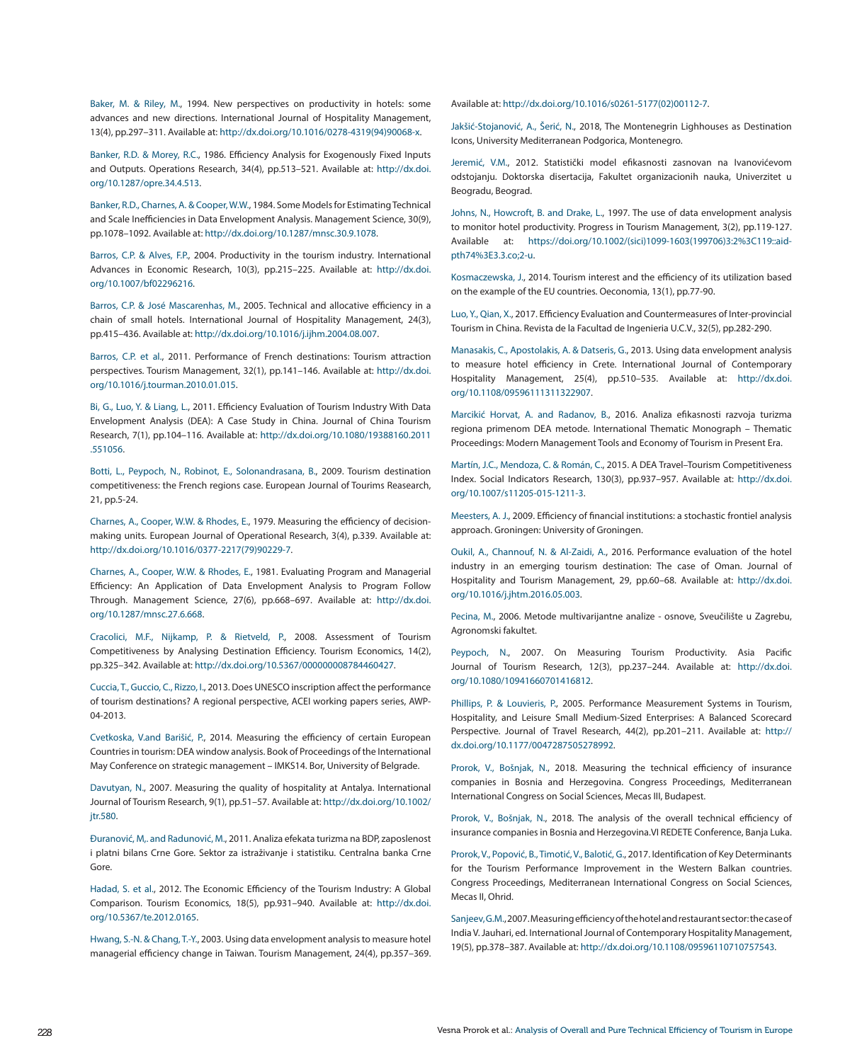Baker, M. & Riley, M., 1994. New perspectives on productivity in hotels: some advances and new directions. International Journal of Hospitality Management, 13(4), pp.297–311. Available at: http://dx.doi.org/10.1016/0278-4319(94)90068-x.

Banker, R.D. & Morey, R.C., 1986. Efficiency Analysis for Exogenously Fixed Inputs and Outputs. Operations Research, 34(4), pp.513–521. Available at: http://dx.doi.org/10.1287/opre.34.4.513.

Banker, R.D., Charnes, A. & Cooper, W.W., 1984. Some Models for Estimating Technical and Scale Inefficiencies in Data Envelopment Analysis. Management Science, 30(9), pp.1078–1092. Available at: http://dx.doi.org/10.1287/mnsc.30.9.1078.

Barros, C.P. & Alves, F.P., 2004. Productivity in the tourism industry. International Advances in Economic Research, 10(3), pp.215–225. Available at: http://dx.doi.org/10.1007/bf02296216.

Barros, C.P. & José Mascarenhas, M., 2005. Technical and allocative efficiency in a chain of small hotels. International Journal of Hospitality Management, 24(3), pp.415–436. Available at: http://dx.doi.org/10.1016/j.ijhm.2004.08.007.

Barros, C.P. et al., 2011. Performance of French destinations: Tourism attraction perspectives. Tourism Management, 32(1), pp.141–146. Available at: http://dx.doi.org/10.1016/j.tourman.2010.01.015.

Bi, G., Luo, Y. & Liang, L., 2011. Efficiency Evaluation of Tourism Industry With Data Envelopment Analysis (DEA): A Case Study in China. Journal of China Tourism Research, 7(1), pp.104–116. Available at: http://dx.doi.org/10.1080/19388160.2011.551056.

Botti, L., Peypoch, N., Robinot, E., Solonandrasana, B., 2009. Tourism destination competitiveness: the French regions case. European Journal of Tourims Reasearch, 21, pp.5-24.

Charnes, A., Cooper, W.W. & Rhodes, E., 1979. Measuring the efficiency of decision-making units. European Journal of Operational Research, 3(4), p.339. Available at: http://dx.doi.org/10.1016/0377-2217(79)90229-7.

Charnes, A., Cooper, W.W. & Rhodes, E., 1981. Evaluating Program and Managerial Efficiency: An Application of Data Envelopment Analysis to Program Follow Through. Management Science, 27(6), pp.668–697. Available at: http://dx.doi.org/10.1287/mnsc.27.6.668.

Cracolici, M.F., Nijkamp, P. & Rietveld, P., 2008. Assessment of Tourism Competitiveness by Analysing Destination Efficiency. Tourism Economics, 14(2), pp.325–342. Available at: http://dx.doi.org/10.5367/000000008784460427.

Cuccia, T., Guccio, C., Rizzo, I., 2013. Does UNESCO inscription affect the performance of tourism destinations? A regional perspective, ACEI working papers series, AWP-04-2013.

Cvetkoska, V.and Barišić, P., 2014. Measuring the efficiency of certain European Countries in tourism: DEA window analysis. Book of Proceedings of the International May Conference on strategic management – IMKS14. Bor, University of Belgrade.

Davutyan, N., 2007. Measuring the quality of hospitality at Antalya. International Journal of Tourism Research, 9(1), pp.51–57. Available at: http://dx.doi.org/10.1002/jtr.580.

Đuranović, M,. and Radunović, M., 2011. Analiza efekata turizma na BDP, zaposlenost i platni bilans Crne Gore. Sektor za istraživanje i statistiku. Centralna banka Crne Gore.

Hadad, S. et al., 2012. The Economic Efficiency of the Tourism Industry: A Global Comparison. Tourism Economics, 18(5), pp.931–940. Available at: http://dx.doi.org/10.5367/te.2012.0165.

Hwang, S.-N. & Chang, T.-Y., 2003. Using data envelopment analysis to measure hotel managerial efficiency change in Taiwan. Tourism Management, 24(4), pp.357–369. Available at: http://dx.doi.org/10.1016/s0261-5177(02)00112-7.

Jakšić-Stojanović, A., Šerić, N., 2018, The Montenegrin Lighhouses as Destination Icons, University Mediterranean Podgorica, Montenegro.

Jeremić, V.M., 2012. Statistički model efikasnosti zasnovan na Ivanovićevom odstojanju. Doktorska disertacija, Fakultet organizacionih nauka, Univerzitet u Beogradu, Beograd.

Johns, N., Howcroft, B. and Drake, L., 1997. The use of data envelopment analysis to monitor hotel productivity. Progress in Tourism Management, 3(2), pp.119-127. Available at: https://doi.org/10.1002/(sici)1099-1603(199706)3:2%3C119::aid-pth74%3E3.3.co;2-u.

Kosmaczewska, J., 2014. Tourism interest and the efficiency of its utilization based on the example of the EU countries. Oeconomia, 13(1), pp.77-90.

Luo, Y., Qian, X., 2017. Efficiency Evaluation and Countermeasures of Inter-provincial Tourism in China. Revista de la Facultad de Ingenieria U.C.V., 32(5), pp.282-290.

Manasakis, C., Apostolakis, A. & Datseris, G., 2013. Using data envelopment analysis to measure hotel efficiency in Crete. International Journal of Contemporary Hospitality Management, 25(4), pp.510–535. Available at: http://dx.doi.org/10.1108/09596111311322907.

Marcikić Horvat, A. and Radanov, B., 2016. Analiza efikasnosti razvoja turizma regiona primenom DEA metode. International Thematic Monograph – Thematic Proceedings: Modern Management Tools and Economy of Tourism in Present Era.

Martín, J.C., Mendoza, C. & Román, C., 2015. A DEA Travel–Tourism Competitiveness Index. Social Indicators Research, 130(3), pp.937–957. Available at: http://dx.doi.org/10.1007/s11205-015-1211-3.

Meesters, A. J., 2009. Efficiency of financial institutions: a stochastic frontiel analysis approach. Groningen: University of Groningen.

Oukil, A., Channouf, N. & Al-Zaidi, A., 2016. Performance evaluation of the hotel industry in an emerging tourism destination: The case of Oman. Journal of Hospitality and Tourism Management, 29, pp.60–68. Available at: http://dx.doi.org/10.1016/j.jhtm.2016.05.003.

Pecina, M., 2006. Metode multivarijantne analize - osnove, Sveučilište u Zagrebu, Agronomski fakultet.

Peypoch, N., 2007. On Measuring Tourism Productivity. Asia Pacific Journal of Tourism Research, 12(3), pp.237–244. Available at: http://dx.doi.org/10.1080/10941660701416812.

Phillips, P. & Louvieris, P., 2005. Performance Measurement Systems in Tourism, Hospitality, and Leisure Small Medium-Sized Enterprises: A Balanced Scorecard Perspective. Journal of Travel Research, 44(2), pp.201–211. Available at: http://dx.doi.org/10.1177/0047287505278992.

Prorok, V., Bošnjak, N., 2018. Measuring the technical efficiency of insurance companies in Bosnia and Herzegovina. Congress Proceedings, Mediterranean International Congress on Social Sciences, Mecas III, Budapest.

Prorok, V., Bošnjak, N., 2018. The analysis of the overall technical efficiency of insurance companies in Bosnia and Herzegovina.VI REDETE Conference, Banja Luka.

Prorok, V., Popović, B., Timotić, V., Balotić, G., 2017. Identification of Key Determinants for the Tourism Performance Improvement in the Western Balkan countries. Congress Proceedings, Mediterranean International Congress on Social Sciences, Mecas II, Ohrid.

Sanjeev, G.M., 2007. Measuring efficiency of the hotel and restaurant sector: the case of India V. Jauhari, ed. International Journal of Contemporary Hospitality Management, 19(5), pp.378–387. Available at: http://dx.doi.org/10.1108/09596110710757543.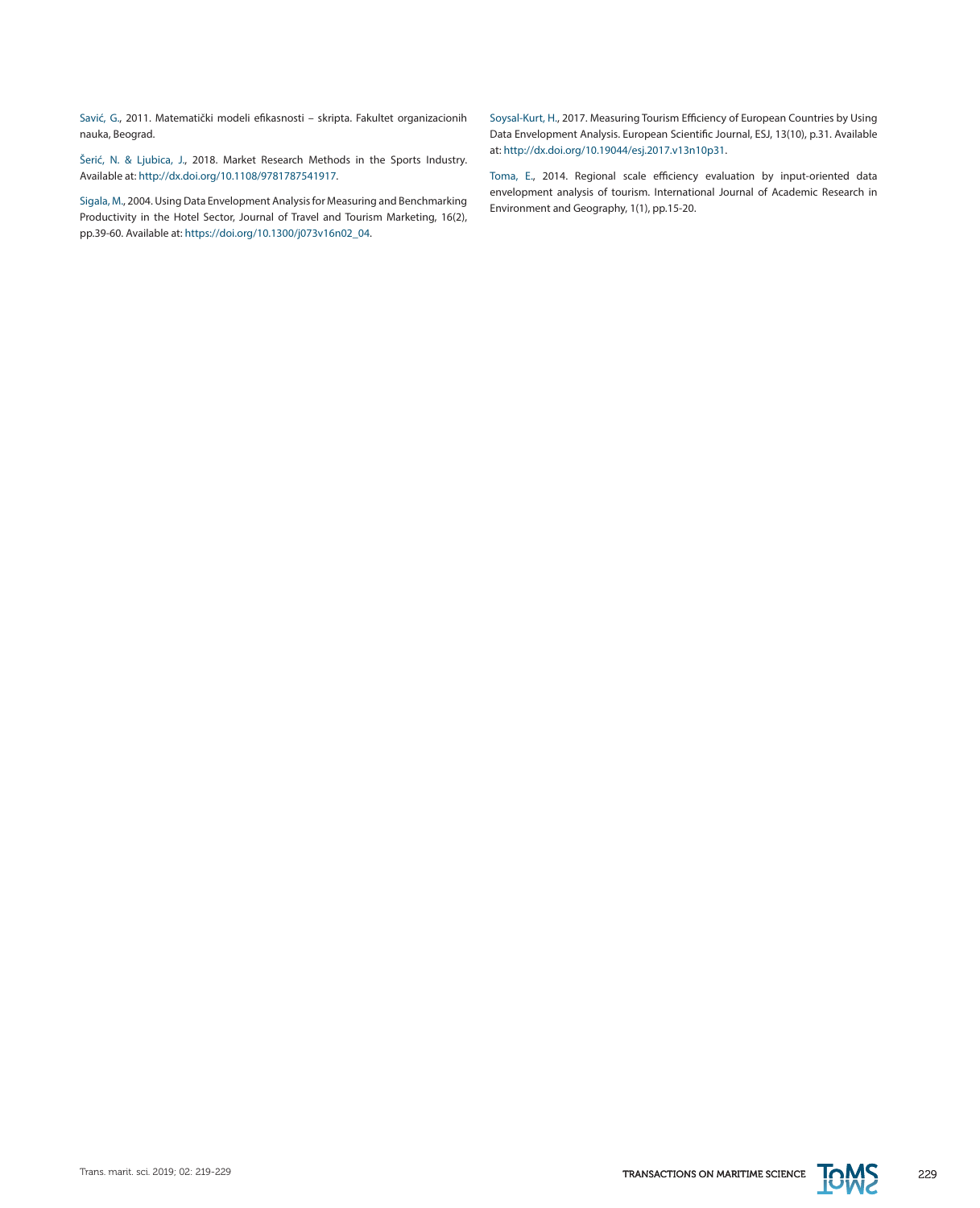Savić, G., 2011. Matematički modeli efikasnosti – skripta. Fakultet organizacionih nauka, Beograd.

Šerić, N. & Ljubica, J., 2018. Market Research Methods in the Sports Industry. Available at: http://dx.doi.org/10.1108/9781787541917.

Sigala, M., 2004. Using Data Envelopment Analysis for Measuring and Benchmarking Productivity in the Hotel Sector, Journal of Travel and Tourism Marketing, 16(2), pp.39-60. Available at: https://doi.org/10.1300/j073v16n02_04.

Soysal-Kurt, H., 2017. Measuring Tourism Efficiency of European Countries by Using Data Envelopment Analysis. European Scientific Journal, ESJ, 13(10), p.31. Available at: http://dx.doi.org/10.19044/esj.2017.v13n10p31.

Toma, E., 2014. Regional scale efficiency evaluation by input-oriented data envelopment analysis of tourism. International Journal of Academic Research in Environment and Geography, 1(1), pp.15-20.